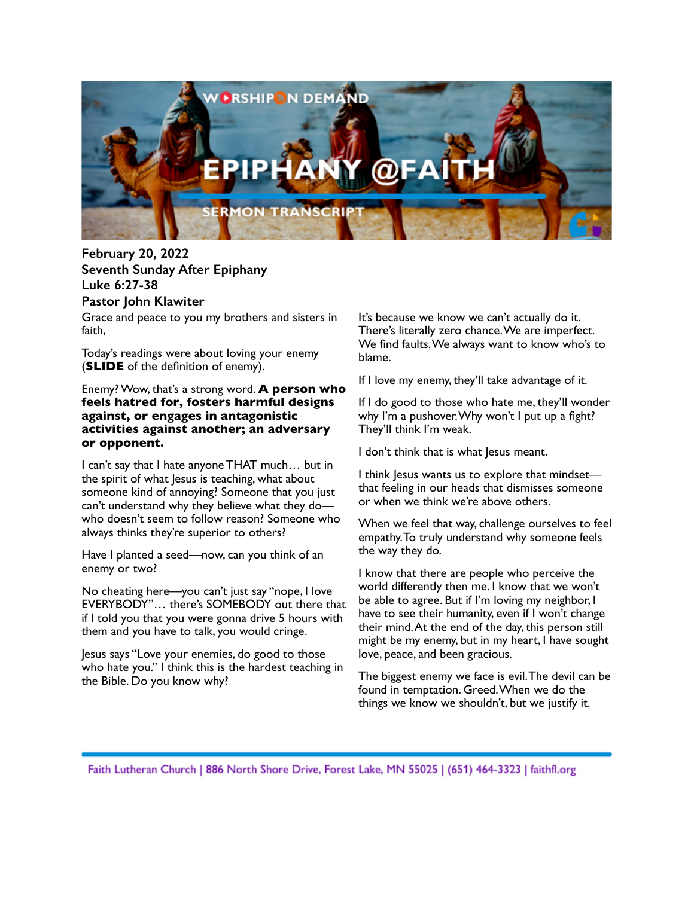**February 20, 2022**
**Seventh Sunday After Epiphany**
**Luke 6:27-38**
**Pastor John Klawiter**

Grace and peace to you my brothers and sisters in faith,

Today's readings were about loving your enemy (**SLIDE** of the definition of enemy).

Enemy? Wow, that's a strong word. **A person who feels hatred for, fosters harmful designs against, or engages in antagonistic activities against another; an adversary or opponent.**

I can't say that I hate anyone THAT much… but in the spirit of what Jesus is teaching, what about someone kind of annoying? Someone that you just can't understand why they believe what they do—who doesn't seem to follow reason? Someone who always thinks they're superior to others?

Have I planted a seed—now, can you think of an enemy or two?

No cheating here—you can't just say "nope, I love EVERYBODY"… there's SOMEBODY out there that if I told you that you were gonna drive 5 hours with them and you have to talk, you would cringe.

Jesus says "Love your enemies, do good to those who hate you." I think this is the hardest teaching in the Bible. Do you know why?

It's because we know we can't actually do it. There's literally zero chance. We are imperfect. We find faults. We always want to know who's to blame.

If I love my enemy, they'll take advantage of it.

If I do good to those who hate me, they'll wonder why I'm a pushover. Why won't I put up a fight? They'll think I'm weak.

I don't think that is what Jesus meant.

I think Jesus wants us to explore that mindset—that feeling in our heads that dismisses someone or when we think we're above others.

When we feel that way, challenge ourselves to feel empathy. To truly understand why someone feels the way they do.

I know that there are people who perceive the world differently then me. I know that we won't be able to agree. But if I'm loving my neighbor, I have to see their humanity, even if I won't change their mind. At the end of the day, this person still might be my enemy, but in my heart, I have sought love, peace, and been gracious.

The biggest enemy we face is evil. The devil can be found in temptation. Greed. When we do the things we know we shouldn't, but we justify it.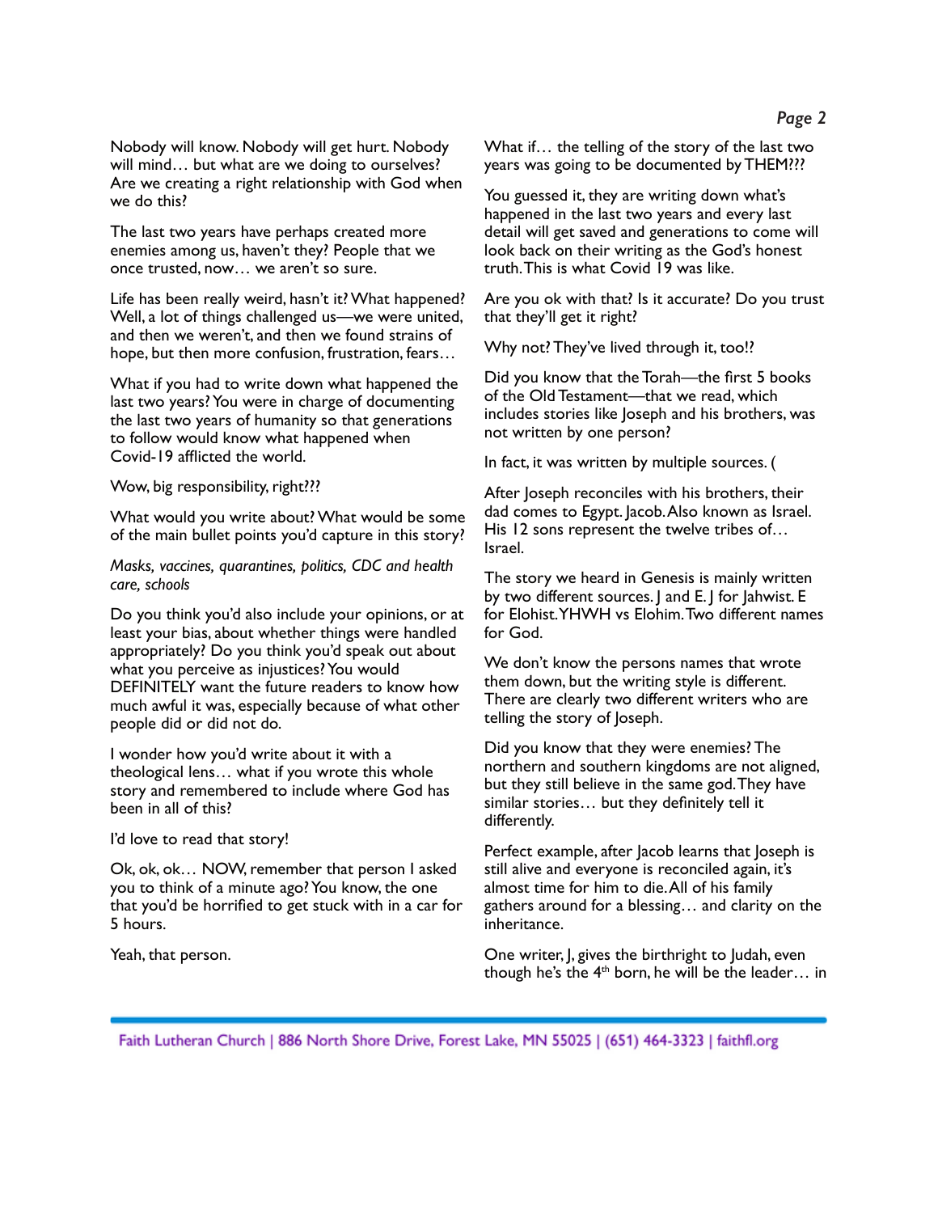Nobody will know. Nobody will get hurt. Nobody will mind… but what are we doing to ourselves? Are we creating a right relationship with God when we do this?

The last two years have perhaps created more enemies among us, haven't they? People that we once trusted, now… we aren't so sure.

Life has been really weird, hasn't it? What happened? Well, a lot of things challenged us—we were united, and then we weren't, and then we found strains of hope, but then more confusion, frustration, fears…

What if you had to write down what happened the last two years? You were in charge of documenting the last two years of humanity so that generations to follow would know what happened when Covid-19 afflicted the world.

Wow, big responsibility, right???

What would you write about? What would be some of the main bullet points you'd capture in this story?

*Masks, vaccines, quarantines, politics, CDC and health care, schools*

Do you think you'd also include your opinions, or at least your bias, about whether things were handled appropriately? Do you think you'd speak out about what you perceive as injustices? You would DEFINITELY want the future readers to know how much awful it was, especially because of what other people did or did not do.

I wonder how you'd write about it with a theological lens… what if you wrote this whole story and remembered to include where God has been in all of this?

I'd love to read that story!

Ok, ok, ok… NOW, remember that person I asked you to think of a minute ago? You know, the one that you'd be horrified to get stuck with in a car for 5 hours.

Yeah, that person.

What if… the telling of the story of the last two years was going to be documented by THEM???

You guessed it, they are writing down what's happened in the last two years and every last detail will get saved and generations to come will look back on their writing as the God's honest truth. This is what Covid 19 was like.

Are you ok with that? Is it accurate? Do you trust that they'll get it right?

Why not? They've lived through it, too!?

Did you know that the Torah—the first 5 books of the Old Testament—that we read, which includes stories like Joseph and his brothers, was not written by one person?

In fact, it was written by multiple sources. (

After Joseph reconciles with his brothers, their dad comes to Egypt. Jacob. Also known as Israel. His 12 sons represent the twelve tribes of… Israel.

The story we heard in Genesis is mainly written by two different sources. J and E. J for Jahwist. E for Elohist. YHWH vs Elohim. Two different names for God.

We don't know the persons names that wrote them down, but the writing style is different. There are clearly two different writers who are telling the story of Joseph.

Did you know that they were enemies? The northern and southern kingdoms are not aligned, but they still believe in the same god. They have similar stories… but they definitely tell it differently.

Perfect example, after Jacob learns that Joseph is still alive and everyone is reconciled again, it's almost time for him to die. All of his family gathers around for a blessing… and clarity on the inheritance.

One writer, J, gives the birthright to Judah, even though he's the 4th born, he will be the leader… in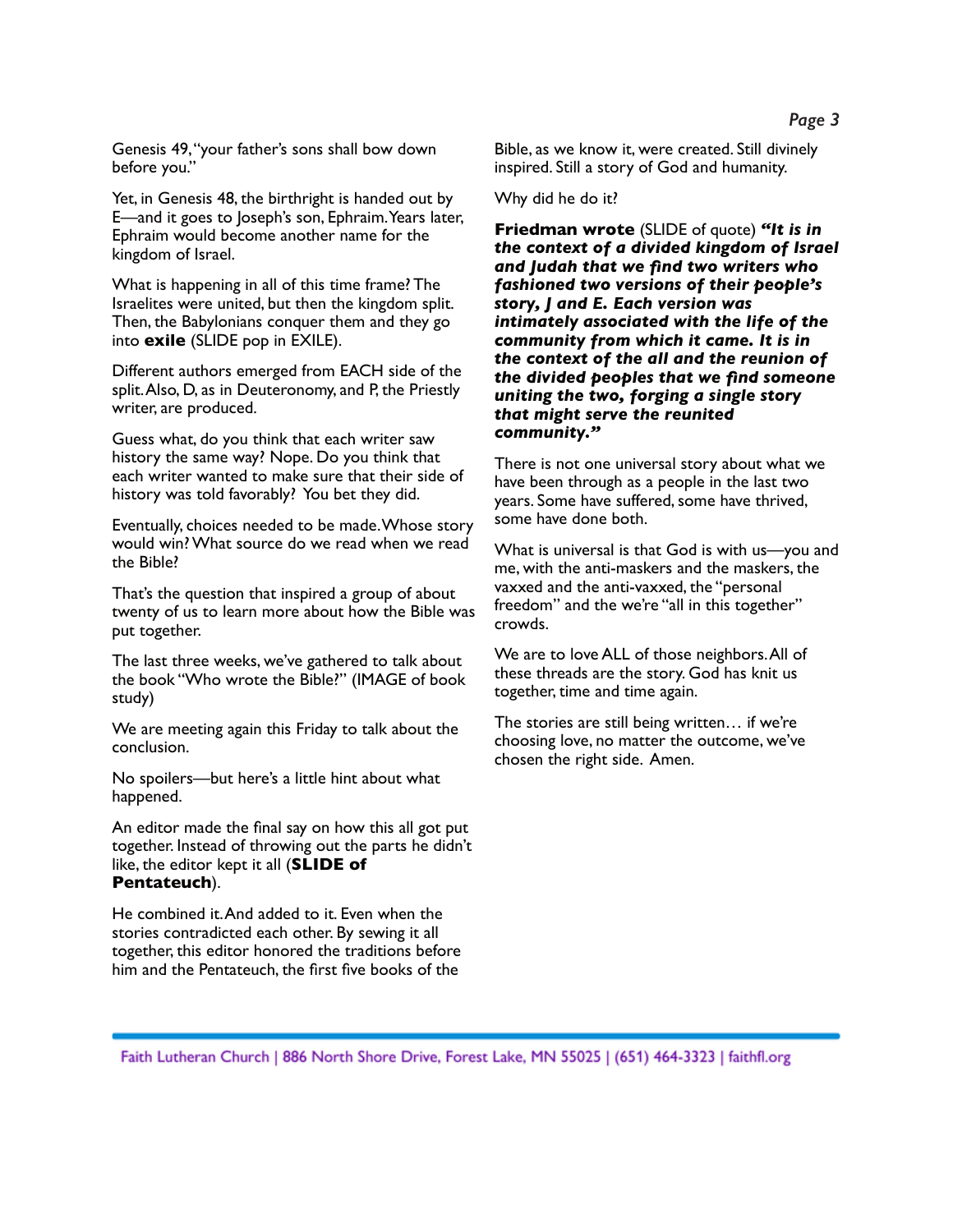Genesis 49, "your father's sons shall bow down before you."

Yet, in Genesis 48, the birthright is handed out by E—and it goes to Joseph's son, Ephraim. Years later, Ephraim would become another name for the kingdom of Israel.

What is happening in all of this time frame? The Israelites were united, but then the kingdom split. Then, the Babylonians conquer them and they go into **exile** (SLIDE pop in EXILE).

Different authors emerged from EACH side of the split. Also, D, as in Deuteronomy, and P, the Priestly writer, are produced.

Guess what, do you think that each writer saw history the same way? Nope. Do you think that each writer wanted to make sure that their side of history was told favorably? You bet they did.

Eventually, choices needed to be made. Whose story would win? What source do we read when we read the Bible?

That's the question that inspired a group of about twenty of us to learn more about how the Bible was put together.

The last three weeks, we've gathered to talk about the book "Who wrote the Bible?" (IMAGE of book study)

We are meeting again this Friday to talk about the conclusion.

No spoilers—but here's a little hint about what happened.

An editor made the final say on how this all got put together. Instead of throwing out the parts he didn't like, the editor kept it all (**SLIDE of Pentateuch**).

He combined it. And added to it. Even when the stories contradicted each other. By sewing it all together, this editor honored the traditions before him and the Pentateuch, the first five books of the Bible, as we know it, were created. Still divinely inspired. Still a story of God and humanity.

Why did he do it?

**Friedman wrote** (SLIDE of quote) ***"It is in the context of a divided kingdom of Israel and Judah that we find two writers who fashioned two versions of their people's story, J and E. Each version was intimately associated with the life of the community from which it came. It is in the context of the all and the reunion of the divided peoples that we find someone uniting the two, forging a single story that might serve the reunited community."***

There is not one universal story about what we have been through as a people in the last two years. Some have suffered, some have thrived, some have done both.

What is universal is that God is with us—you and me, with the anti-maskers and the maskers, the vaxxed and the anti-vaxxed, the "personal freedom" and the we're "all in this together" crowds.

We are to love ALL of those neighbors. All of these threads are the story. God has knit us together, time and time again.

The stories are still being written… if we're choosing love, no matter the outcome, we've chosen the right side. Amen.